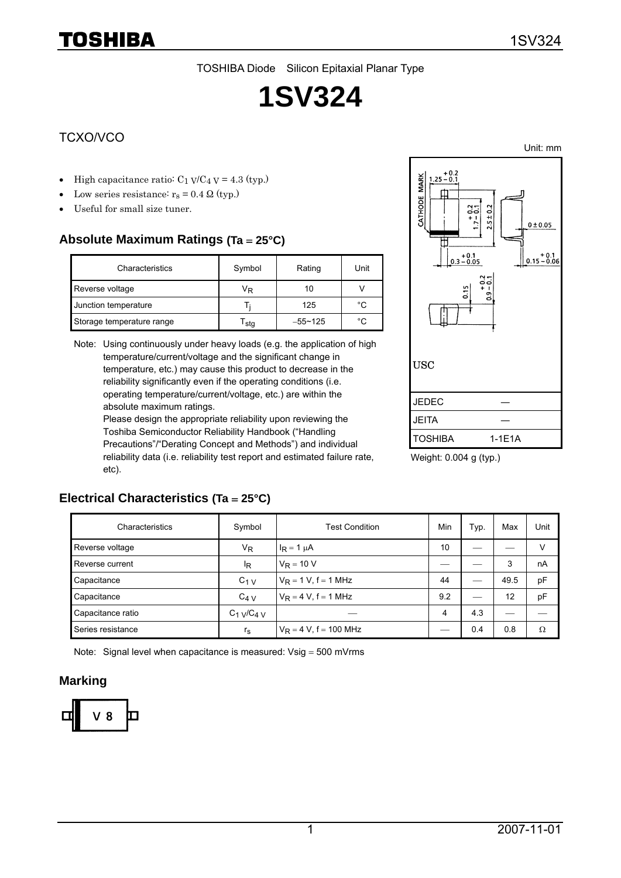TOSHIBA Diode Silicon Epitaxial Planar Type

# 1SV324

## TCXO/VCO

- High capacitance ratio: $C_{1\,V}/C_{4\,V}$ = 4.3 (typ.)
- Low series resistance: $r_s$ = 0.4 Ω (typ.)
- Useful for small size tuner.

Unit: mm

USC

| | |
|---|---|
| JEDEC | ― |
| JEITA | ― |
| TOSHIBA | 1-1E1A |

Weight: 0.004 g (typ.)

## Absolute Maximum Ratings (Ta = 25°C)

| Characteristics | Symbol | Rating | Unit |
|---|---|---|---|
| Reverse voltage | $V_R$ | 10 | V |
| Junction temperature | $T_j$ | 125 | °C |
| Storage temperature range | $T_{stg}$ | −55~125 | °C |

Note: Using continuously under heavy loads (e.g. the application of high temperature/current/voltage and the significant change in temperature, etc.) may cause this product to decrease in the reliability significantly even if the operating conditions (i.e. operating temperature/current/voltage, etc.) are within the absolute maximum ratings.
Please design the appropriate reliability upon reviewing the Toshiba Semiconductor Reliability Handbook ("Handling Precautions"/"Derating Concept and Methods") and individual reliability data (i.e. reliability test report and estimated failure rate, etc).

## Electrical Characteristics (Ta = 25°C)

| Characteristics | Symbol | Test Condition | Min | Typ. | Max | Unit |
|---|---|---|---|---|---|---|
| Reverse voltage | $V_R$ | $I_R$ = 1 μA | 10 | ― | ― | V |
| Reverse current | $I_R$ | $V_R$ = 10 V | ― | ― | 3 | nA |
| Capacitance | $C_{1\,V}$ | $V_R$ = 1 V, f = 1 MHz | 44 | ― | 49.5 | pF |
| Capacitance | $C_{4\,V}$ | $V_R$ = 4 V, f = 1 MHz | 9.2 | ― | 12 | pF |
| Capacitance ratio | $C_{1\,V}/C_{4\,V}$ | ― | 4 | 4.3 | ― | ― |
| Series resistance | $r_s$ | $V_R$ = 4 V, f = 100 MHz | ― | 0.4 | 0.8 | Ω |

Note: Signal level when capacitance is measured: Vsig = 500 mVrms

## Marking

V 8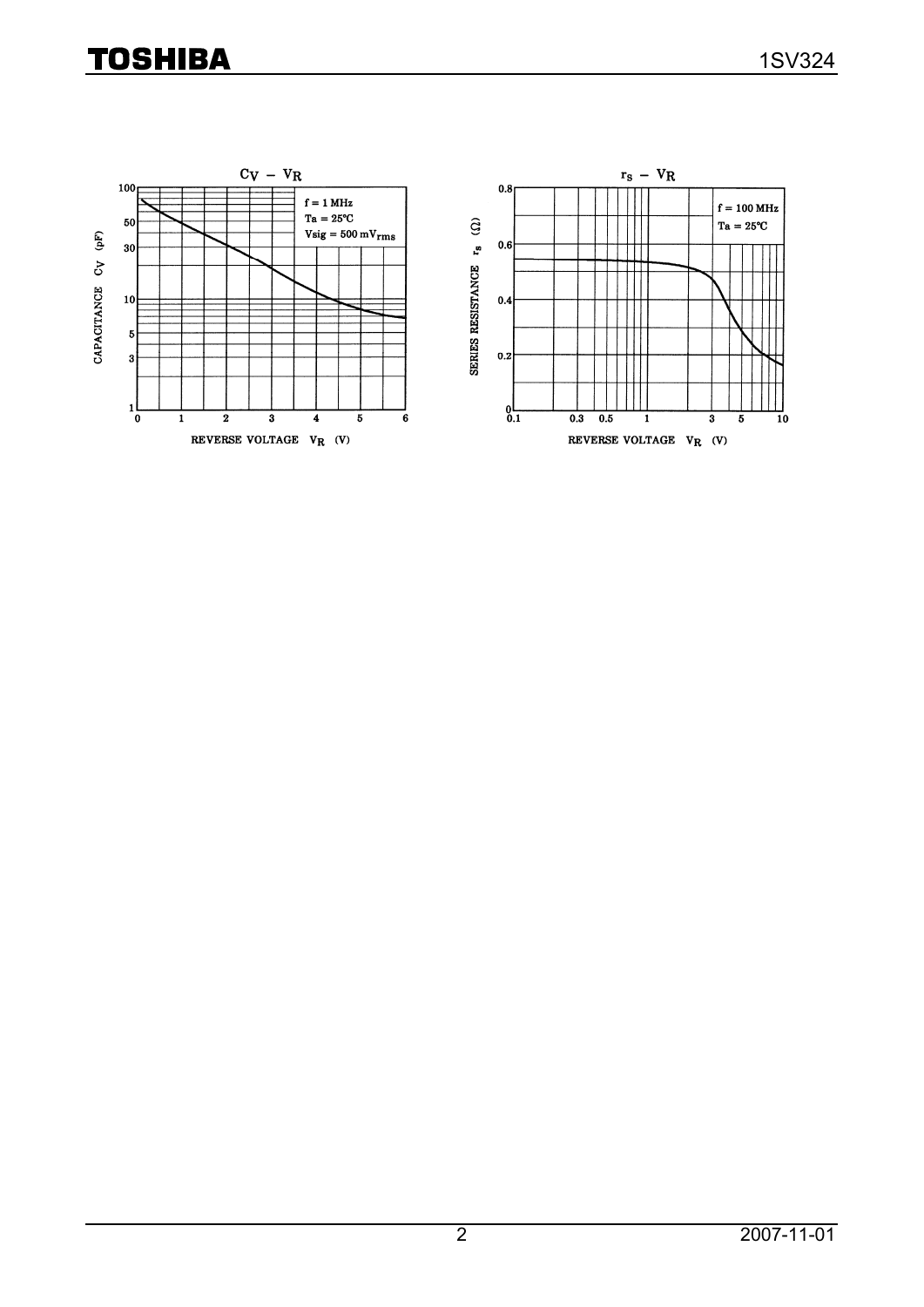$C_V - V_R$

f = 1 MHz
Ta = 25°C
Vsig = 500 mV$_{rms}$

CAPACITANCE $C_V$ (pF)

REVERSE VOLTAGE $V_R$ (V)

$r_s - V_R$

f = 100 MHz
Ta = 25°C

SERIES RESISTANCE $r_s$ (Ω)

REVERSE VOLTAGE $V_R$ (V)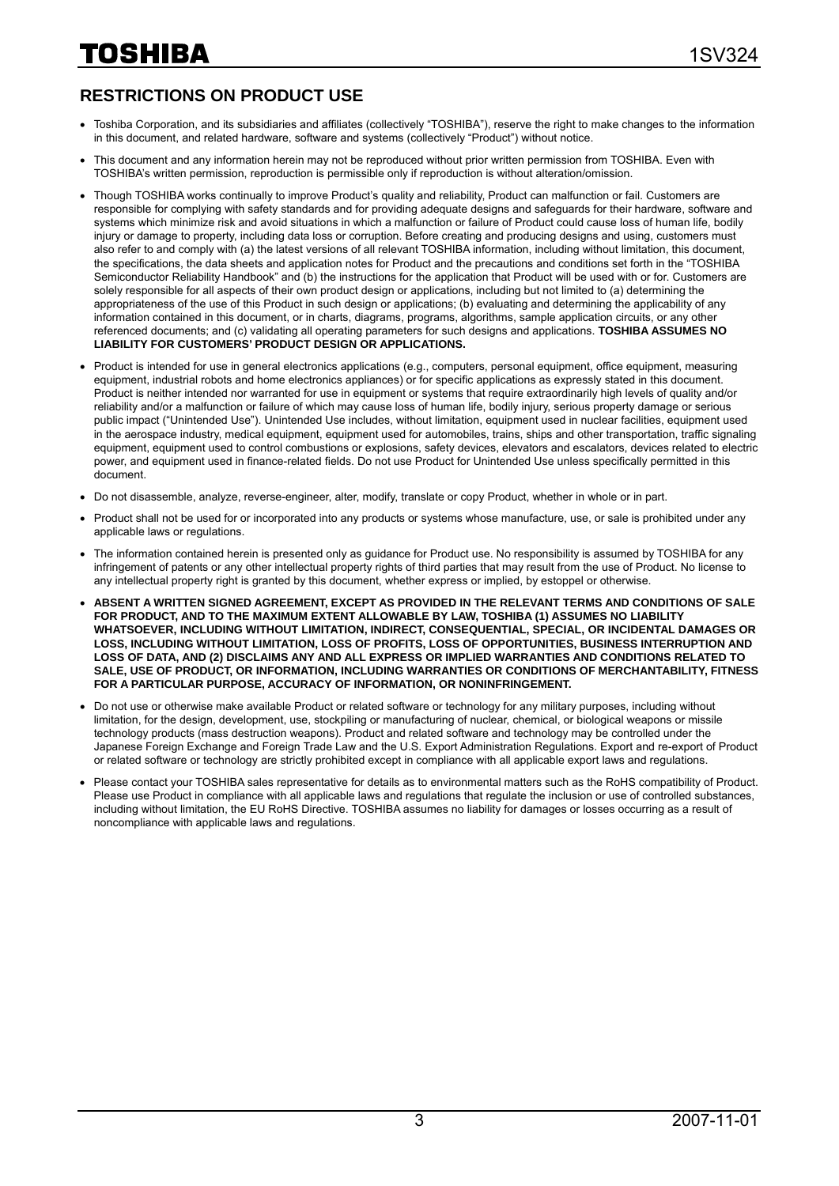## RESTRICTIONS ON PRODUCT USE

- Toshiba Corporation, and its subsidiaries and affiliates (collectively "TOSHIBA"), reserve the right to make changes to the information in this document, and related hardware, software and systems (collectively "Product") without notice.
- This document and any information herein may not be reproduced without prior written permission from TOSHIBA. Even with TOSHIBA's written permission, reproduction is permissible only if reproduction is without alteration/omission.
- Though TOSHIBA works continually to improve Product's quality and reliability, Product can malfunction or fail. Customers are responsible for complying with safety standards and for providing adequate designs and safeguards for their hardware, software and systems which minimize risk and avoid situations in which a malfunction or failure of Product could cause loss of human life, bodily injury or damage to property, including data loss or corruption. Before creating and producing designs and using, customers must also refer to and comply with (a) the latest versions of all relevant TOSHIBA information, including without limitation, this document, the specifications, the data sheets and application notes for Product and the precautions and conditions set forth in the "TOSHIBA Semiconductor Reliability Handbook" and (b) the instructions for the application that Product will be used with or for. Customers are solely responsible for all aspects of their own product design or applications, including but not limited to (a) determining the appropriateness of the use of this Product in such design or applications; (b) evaluating and determining the applicability of any information contained in this document, or in charts, diagrams, programs, algorithms, sample application circuits, or any other referenced documents; and (c) validating all operating parameters for such designs and applications. **TOSHIBA ASSUMES NO LIABILITY FOR CUSTOMERS' PRODUCT DESIGN OR APPLICATIONS.**
- Product is intended for use in general electronics applications (e.g., computers, personal equipment, office equipment, measuring equipment, industrial robots and home electronics appliances) or for specific applications as expressly stated in this document. Product is neither intended nor warranted for use in equipment or systems that require extraordinarily high levels of quality and/or reliability and/or a malfunction or failure of which may cause loss of human life, bodily injury, serious property damage or serious public impact ("Unintended Use"). Unintended Use includes, without limitation, equipment used in nuclear facilities, equipment used in the aerospace industry, medical equipment, equipment used for automobiles, trains, ships and other transportation, traffic signaling equipment, equipment used to control combustions or explosions, safety devices, elevators and escalators, devices related to electric power, and equipment used in finance-related fields. Do not use Product for Unintended Use unless specifically permitted in this document.
- Do not disassemble, analyze, reverse-engineer, alter, modify, translate or copy Product, whether in whole or in part.
- Product shall not be used for or incorporated into any products or systems whose manufacture, use, or sale is prohibited under any applicable laws or regulations.
- The information contained herein is presented only as guidance for Product use. No responsibility is assumed by TOSHIBA for any infringement of patents or any other intellectual property rights of third parties that may result from the use of Product. No license to any intellectual property right is granted by this document, whether express or implied, by estoppel or otherwise.
- **ABSENT A WRITTEN SIGNED AGREEMENT, EXCEPT AS PROVIDED IN THE RELEVANT TERMS AND CONDITIONS OF SALE FOR PRODUCT, AND TO THE MAXIMUM EXTENT ALLOWABLE BY LAW, TOSHIBA (1) ASSUMES NO LIABILITY WHATSOEVER, INCLUDING WITHOUT LIMITATION, INDIRECT, CONSEQUENTIAL, SPECIAL, OR INCIDENTAL DAMAGES OR LOSS, INCLUDING WITHOUT LIMITATION, LOSS OF PROFITS, LOSS OF OPPORTUNITIES, BUSINESS INTERRUPTION AND LOSS OF DATA, AND (2) DISCLAIMS ANY AND ALL EXPRESS OR IMPLIED WARRANTIES AND CONDITIONS RELATED TO SALE, USE OF PRODUCT, OR INFORMATION, INCLUDING WARRANTIES OR CONDITIONS OF MERCHANTABILITY, FITNESS FOR A PARTICULAR PURPOSE, ACCURACY OF INFORMATION, OR NONINFRINGEMENT.**
- Do not use or otherwise make available Product or related software or technology for any military purposes, including without limitation, for the design, development, use, stockpiling or manufacturing of nuclear, chemical, or biological weapons or missile technology products (mass destruction weapons). Product and related software and technology may be controlled under the Japanese Foreign Exchange and Foreign Trade Law and the U.S. Export Administration Regulations. Export and re-export of Product or related software or technology are strictly prohibited except in compliance with all applicable export laws and regulations.
- Please contact your TOSHIBA sales representative for details as to environmental matters such as the RoHS compatibility of Product. Please use Product in compliance with all applicable laws and regulations that regulate the inclusion or use of controlled substances, including without limitation, the EU RoHS Directive. TOSHIBA assumes no liability for damages or losses occurring as a result of noncompliance with applicable laws and regulations.